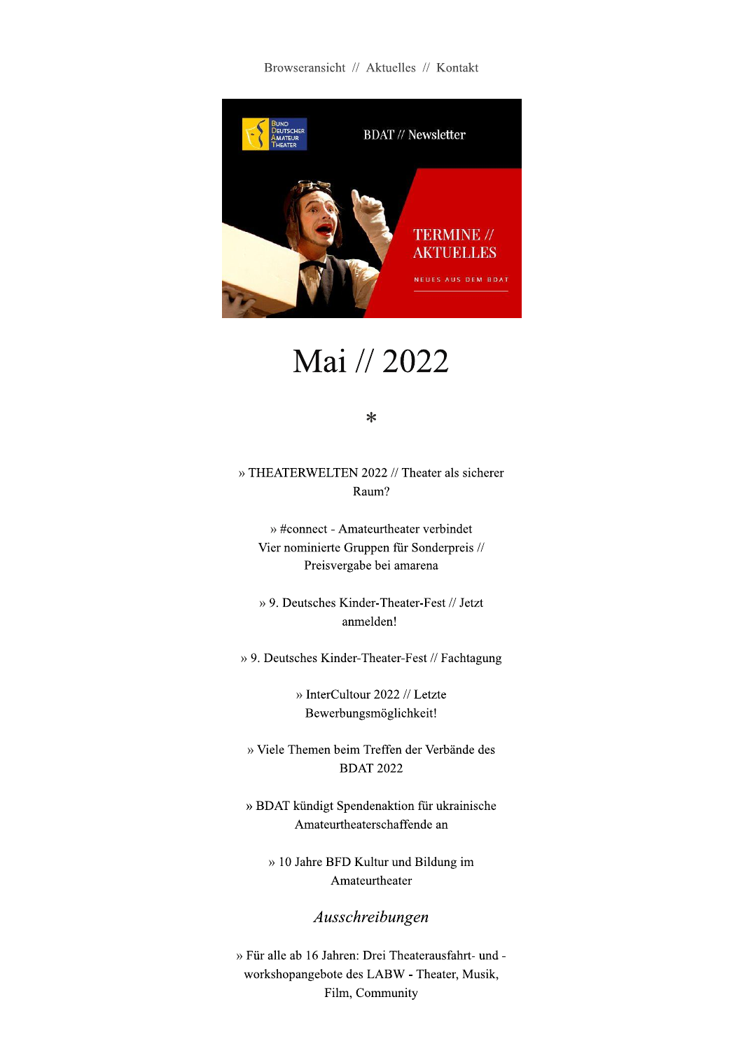Browseransicht // Aktuelles // Kontakt

BDAT // Newsletter

TERMINE // AKTUELLES

NEUES AUS DEM BDAT

# Mai // 2022

*

» THEATERWELTEN 2022 // Theater als sicherer Raum?

» #connect - Amateurtheater verbindet
Vier nominierte Gruppen für Sonderpreis // Preisvergabe bei amarena

» 9. Deutsches Kinder-Theater-Fest // Jetzt anmelden!

» 9. Deutsches Kinder-Theater-Fest // Fachtagung

» InterCultour 2022 // Letzte Bewerbungsmöglichkeit!

» Viele Themen beim Treffen der Verbände des BDAT 2022

» BDAT kündigt Spendenaktion für ukrainische Amateurtheaterschaffende an

» 10 Jahre BFD Kultur und Bildung im Amateurtheater

## *Ausschreibungen*

» Für alle ab 16 Jahren: Drei Theaterausfahrt- und -workshopangebote des LABW - Theater, Musik, Film, Community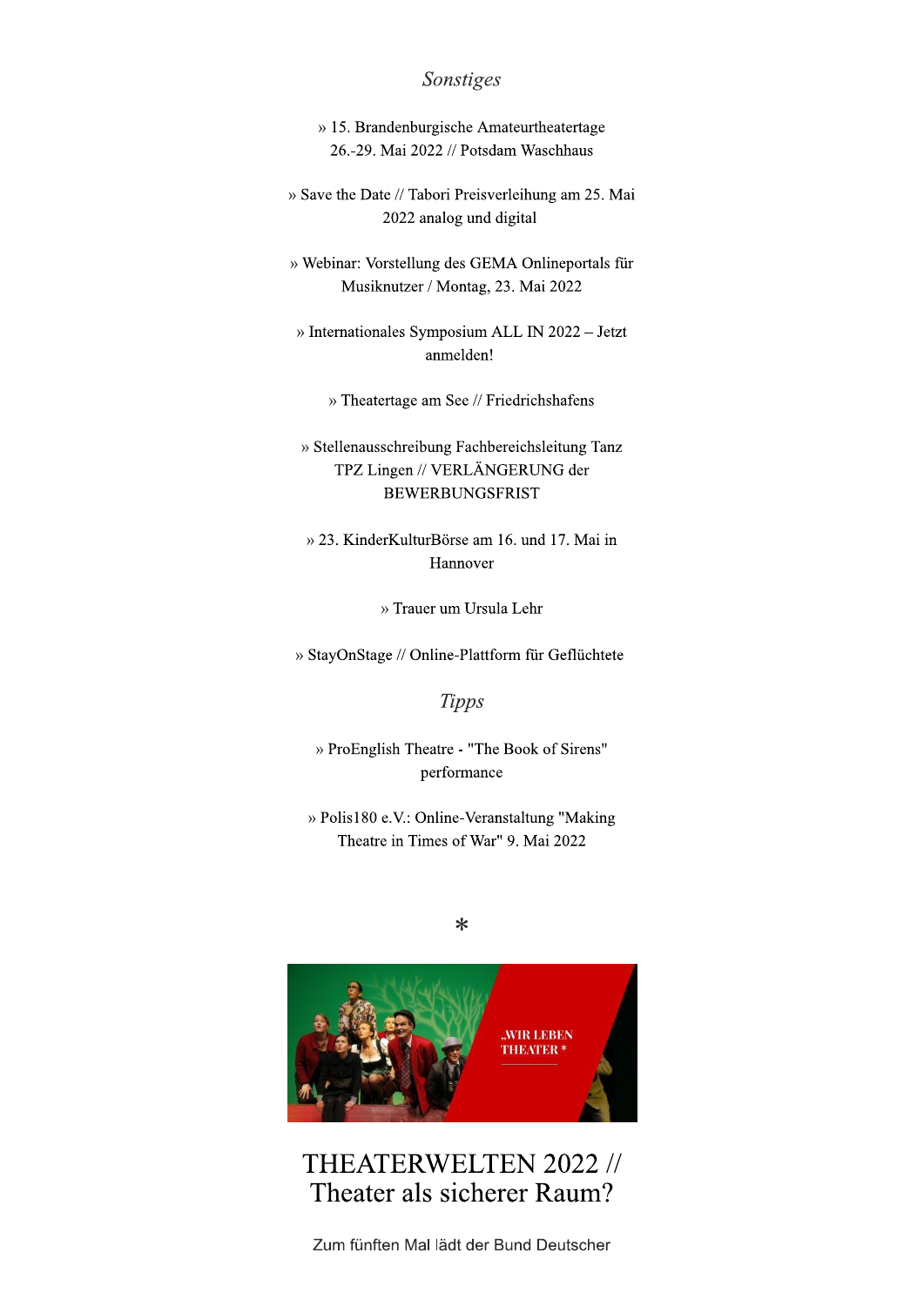*Sonstiges*

» 15. Brandenburgische Amateurtheatertage 26.-29. Mai 2022 // Potsdam Waschhaus

» Save the Date // Tabori Preisverleihung am 25. Mai 2022 analog und digital

» Webinar: Vorstellung des GEMA Onlineportals für Musiknutzer / Montag, 23. Mai 2022

» Internationales Symposium ALL IN 2022 – Jetzt anmelden!

» Theatertage am See // Friedrichshafens

» Stellenausschreibung Fachbereichsleitung Tanz TPZ Lingen // VERLÄNGERUNG der BEWERBUNGSFRIST

» 23. KinderKulturBörse am 16. und 17. Mai in Hannover

» Trauer um Ursula Lehr

» StayOnStage // Online-Plattform für Geflüchtete

*Tipps*

» ProEnglish Theatre - "The Book of Sirens" performance

» Polis180 e.V.: Online-Veranstaltung "Making Theatre in Times of War" 9. Mai 2022

*

# THEATERWELTEN 2022 // Theater als sicherer Raum?

Zum fünften Mal lädt der Bund Deutscher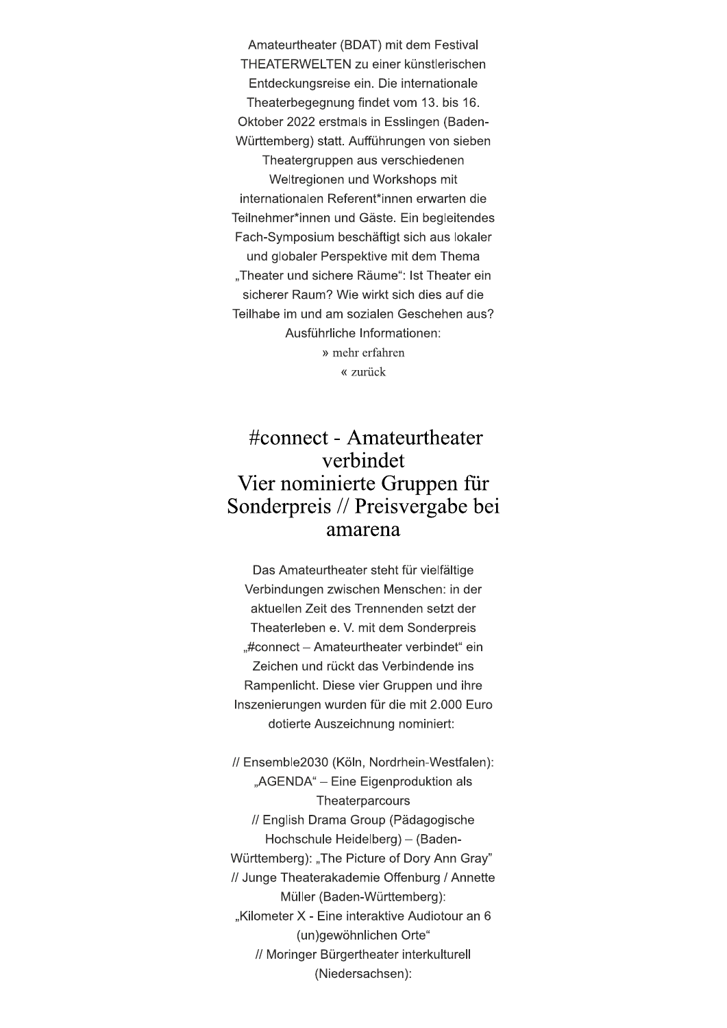Amateurtheater (BDAT) mit dem Festival THEATERWELTEN zu einer künstlerischen Entdeckungsreise ein. Die internationale Theaterbegegnung findet vom 13. bis 16. Oktober 2022 erstmals in Esslingen (Baden-Württemberg) statt. Aufführungen von sieben Theatergruppen aus verschiedenen Weltregionen und Workshops mit internationalen Referent*innen erwarten die Teilnehmer*innen und Gäste. Ein begleitendes Fach-Symposium beschäftigt sich aus lokaler und globaler Perspektive mit dem Thema „Theater und sichere Räume": Ist Theater ein sicherer Raum? Wie wirkt sich dies auf die Teilhabe im und am sozialen Geschehen aus? Ausführliche Informationen:

» mehr erfahren

« zurück

## #connect - Amateurtheater verbindet
## Vier nominierte Gruppen für Sonderpreis // Preisvergabe bei amarena

Das Amateurtheater steht für vielfältige Verbindungen zwischen Menschen: in der aktuellen Zeit des Trennenden setzt der Theaterleben e. V. mit dem Sonderpreis „#connect – Amateurtheater verbindet" ein Zeichen und rückt das Verbindende ins Rampenlicht. Diese vier Gruppen und ihre Inszenierungen wurden für die mit 2.000 Euro dotierte Auszeichnung nominiert:

// Ensemble2030 (Köln, Nordrhein-Westfalen): „AGENDA" – Eine Eigenproduktion als Theaterparcours
// English Drama Group (Pädagogische Hochschule Heidelberg) – (Baden-Württemberg): „The Picture of Dory Ann Gray"
// Junge Theaterakademie Offenburg / Annette Müller (Baden-Württemberg): „Kilometer X - Eine interaktive Audiotour an 6 (un)gewöhnlichen Orte"
// Moringer Bürgertheater interkulturell (Niedersachsen):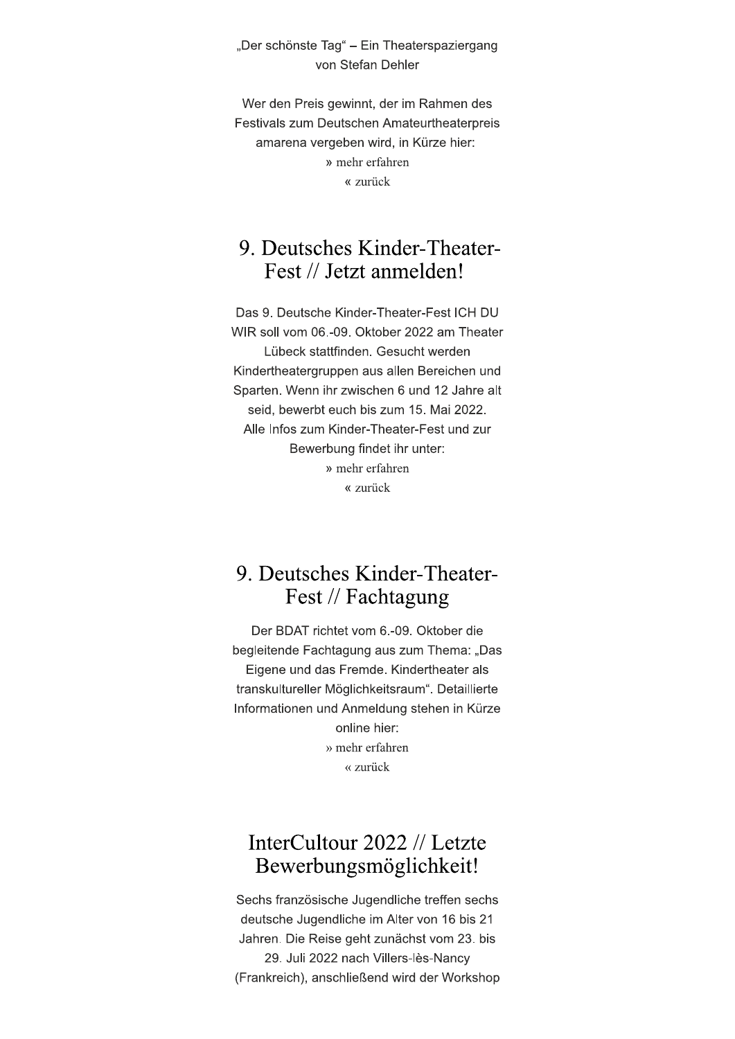„Der schönste Tag" – Ein Theaterspaziergang von Stefan Dehler

Wer den Preis gewinnt, der im Rahmen des Festivals zum Deutschen Amateurtheaterpreis amarena vergeben wird, in Kürze hier:

» mehr erfahren

« zurück

## 9. Deutsches Kinder-Theater-Fest // Jetzt anmelden!

Das 9. Deutsche Kinder-Theater-Fest ICH DU WIR soll vom 06.-09. Oktober 2022 am Theater Lübeck stattfinden. Gesucht werden Kindertheatergruppen aus allen Bereichen und Sparten. Wenn ihr zwischen 6 und 12 Jahre alt seid, bewerbt euch bis zum 15. Mai 2022. Alle Infos zum Kinder-Theater-Fest und zur Bewerbung findet ihr unter:

» mehr erfahren

« zurück

## 9. Deutsches Kinder-Theater-Fest // Fachtagung

Der BDAT richtet vom 6.-09. Oktober die begleitende Fachtagung aus zum Thema: „Das Eigene und das Fremde. Kindertheater als transkultureller Möglichkeitsraum". Detaillierte Informationen und Anmeldung stehen in Kürze online hier:

» mehr erfahren

« zurück

## InterCultour 2022 // Letzte Bewerbungsmöglichkeit!

Sechs französische Jugendliche treffen sechs deutsche Jugendliche im Alter von 16 bis 21 Jahren. Die Reise geht zunächst vom 23. bis 29. Juli 2022 nach Villers-lès-Nancy (Frankreich), anschließend wird der Workshop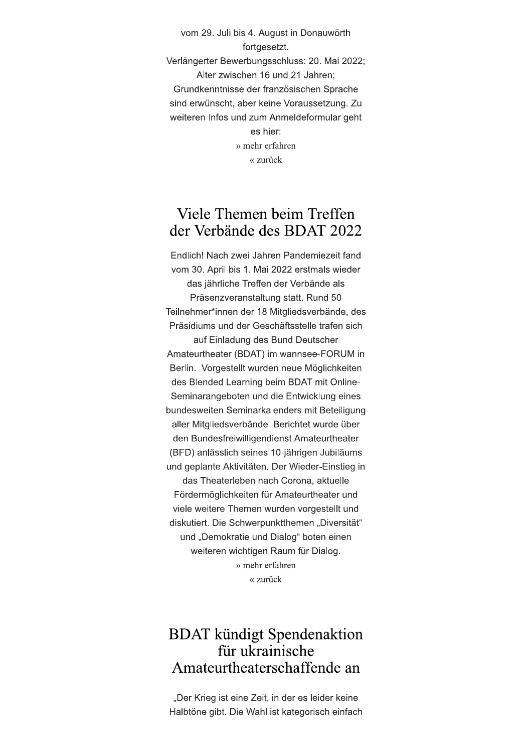vom 29. Juli bis 4. August in Donauwörth fortgesetzt.
Verlängerter Bewerbungsschluss: 20. Mai 2022; Alter zwischen 16 und 21 Jahren; Grundkenntnisse der französischen Sprache sind erwünscht, aber keine Voraussetzung. Zu weiteren Infos und zum Anmeldeformular geht es hier:

» mehr erfahren

« zurück

## Viele Themen beim Treffen der Verbände des BDAT 2022

Endlich! Nach zwei Jahren Pandemiezeit fand vom 30. April bis 1. Mai 2022 erstmals wieder das jährliche Treffen der Verbände als Präsenzveranstaltung statt. Rund 50 Teilnehmer*innen der 18 Mitgliedsverbände, des Präsidiums und der Geschäftsstelle trafen sich auf Einladung des Bund Deutscher Amateurtheater (BDAT) im wannsee-FORUM in Berlin. Vorgestellt wurden neue Möglichkeiten des Blended Learning beim BDAT mit Online-Seminarangeboten und die Entwicklung eines bundesweiten Seminarkalenders mit Beteiligung aller Mitgliedsverbände. Berichtet wurde über den Bundesfreiwilligendienst Amateurtheater (BFD) anlässlich seines 10-jährigen Jubiläums und geplante Aktivitäten. Der Wieder-Einstieg in das Theaterleben nach Corona, aktuelle Fördermöglichkeiten für Amateurtheater und viele weitere Themen wurden vorgestellt und diskutiert. Die Schwerpunktthemen „Diversität" und „Demokratie und Dialog" boten einen weiteren wichtigen Raum für Dialog.

» mehr erfahren

« zurück

## BDAT kündigt Spendenaktion für ukrainische Amateurtheaterschaffende an

„Der Krieg ist eine Zeit, in der es leider keine Halbtöne gibt. Die Wahl ist kategorisch einfach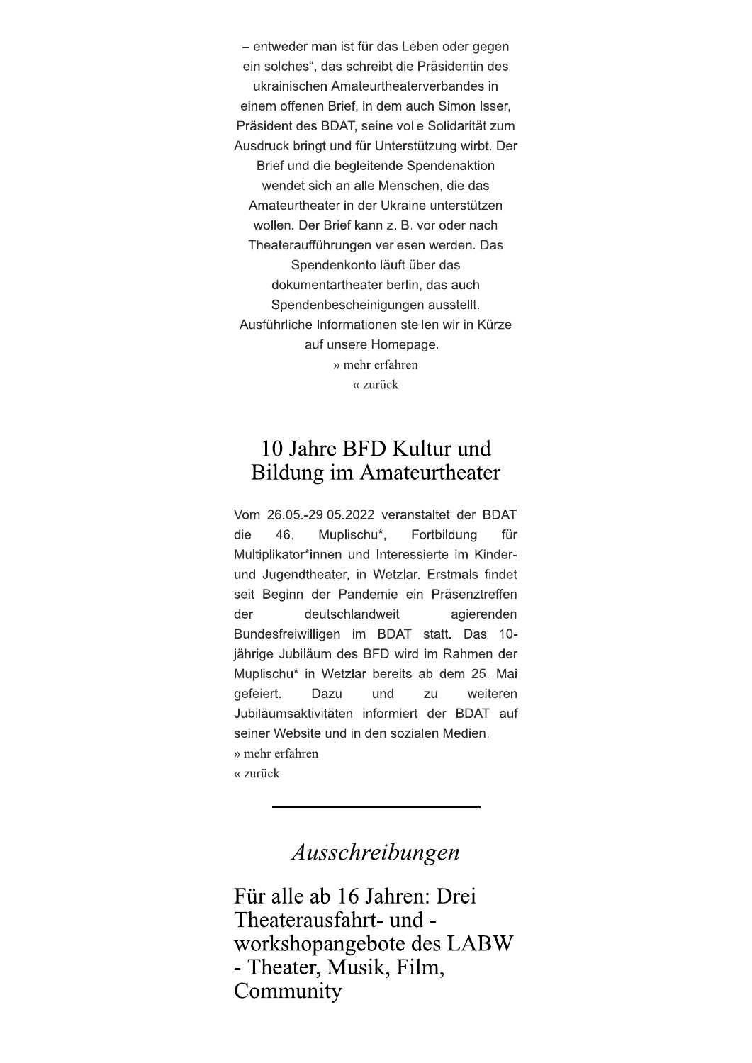– entweder man ist für das Leben oder gegen ein solches“, das schreibt die Präsidentin des ukrainischen Amateurtheaterverbandes in einem offenen Brief, in dem auch Simon Isser, Präsident des BDAT, seine volle Solidarität zum Ausdruck bringt und für Unterstützung wirbt. Der Brief und die begleitende Spendenaktion wendet sich an alle Menschen, die das Amateurtheater in der Ukraine unterstützen wollen. Der Brief kann z. B. vor oder nach Theateraufführungen verlesen werden. Das Spendenkonto läuft über das dokumentartheater berlin, das auch Spendenbescheinigungen ausstellt. Ausführliche Informationen stellen wir in Kürze auf unsere Homepage.

» mehr erfahren

« zurück

## 10 Jahre BFD Kultur und Bildung im Amateurtheater

Vom 26.05.-29.05.2022 veranstaltet der BDAT die 46. Muplischu*, Fortbildung für Multiplikator*innen und Interessierte im Kinder- und Jugendtheater, in Wetzlar. Erstmals findet seit Beginn der Pandemie ein Präsenztreffen der deutschlandweit agierenden Bundesfreiwilligen im BDAT statt. Das 10-jährige Jubiläum des BFD wird im Rahmen der Muplischu* in Wetzlar bereits ab dem 25. Mai gefeiert. Dazu und zu weiteren Jubiläumsaktivitäten informiert der BDAT auf seiner Website und in den sozialen Medien.

» mehr erfahren

« zurück

---

# *Ausschreibungen*

## Für alle ab 16 Jahren: Drei Theaterausfahrt- und -workshopangebote des LABW - Theater, Musik, Film, Community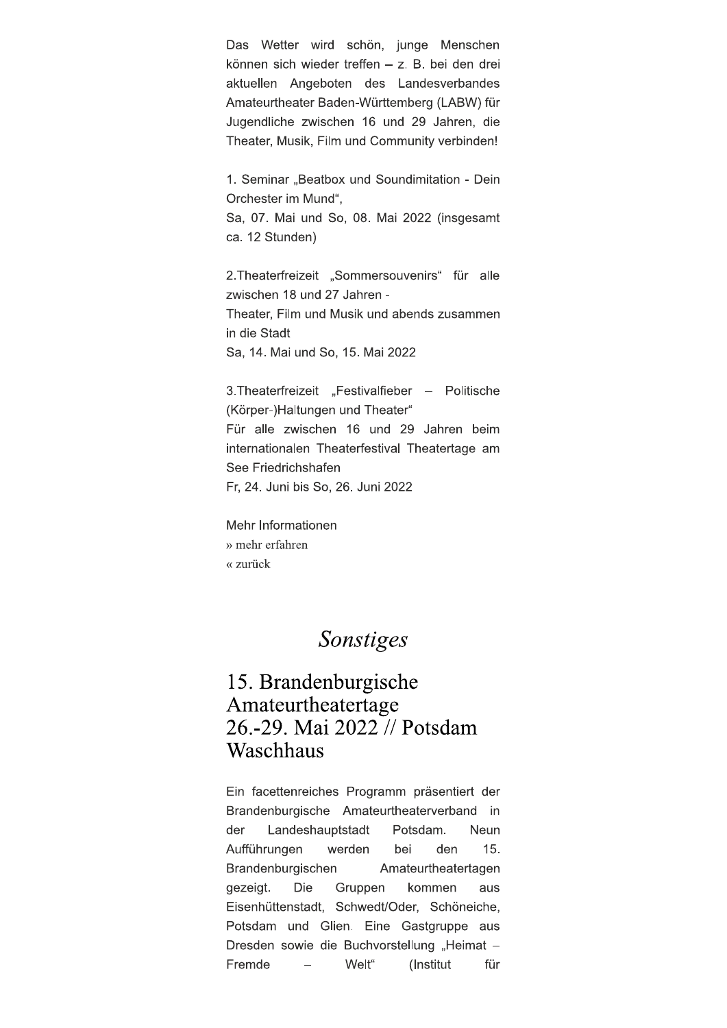Das Wetter wird schön, junge Menschen können sich wieder treffen – z. B. bei den drei aktuellen Angeboten des Landesverbandes Amateurtheater Baden-Württemberg (LABW) für Jugendliche zwischen 16 und 29 Jahren, die Theater, Musik, Film und Community verbinden!

1. Seminar „Beatbox und Soundimitation - Dein Orchester im Mund“,
Sa, 07. Mai und So, 08. Mai 2022 (insgesamt ca. 12 Stunden)

2.Theaterfreizeit „Sommersouvenirs“ für alle zwischen 18 und 27 Jahren -
Theater, Film und Musik und abends zusammen in die Stadt
Sa, 14. Mai und So, 15. Mai 2022

3.Theaterfreizeit „Festivalfieber – Politische (Körper-)Haltungen und Theater“
Für alle zwischen 16 und 29 Jahren beim internationalen Theaterfestival Theatertage am See Friedrichshafen
Fr, 24. Juni bis So, 26. Juni 2022

Mehr Informationen
» mehr erfahren
« zurück

# *Sonstiges*

## 15. Brandenburgische Amateurtheatertage 26.-29. Mai 2022 // Potsdam Waschhaus

Ein facettenreiches Programm präsentiert der Brandenburgische Amateurtheaterverband in der Landeshauptstadt Potsdam. Neun Aufführungen werden bei den 15. Brandenburgischen Amateurtheatertagen gezeigt. Die Gruppen kommen aus Eisenhüttenstadt, Schwedt/Oder, Schöneiche, Potsdam und Glien. Eine Gastgruppe aus Dresden sowie die Buchvorstellung „Heimat – Fremde – Welt“ (Institut für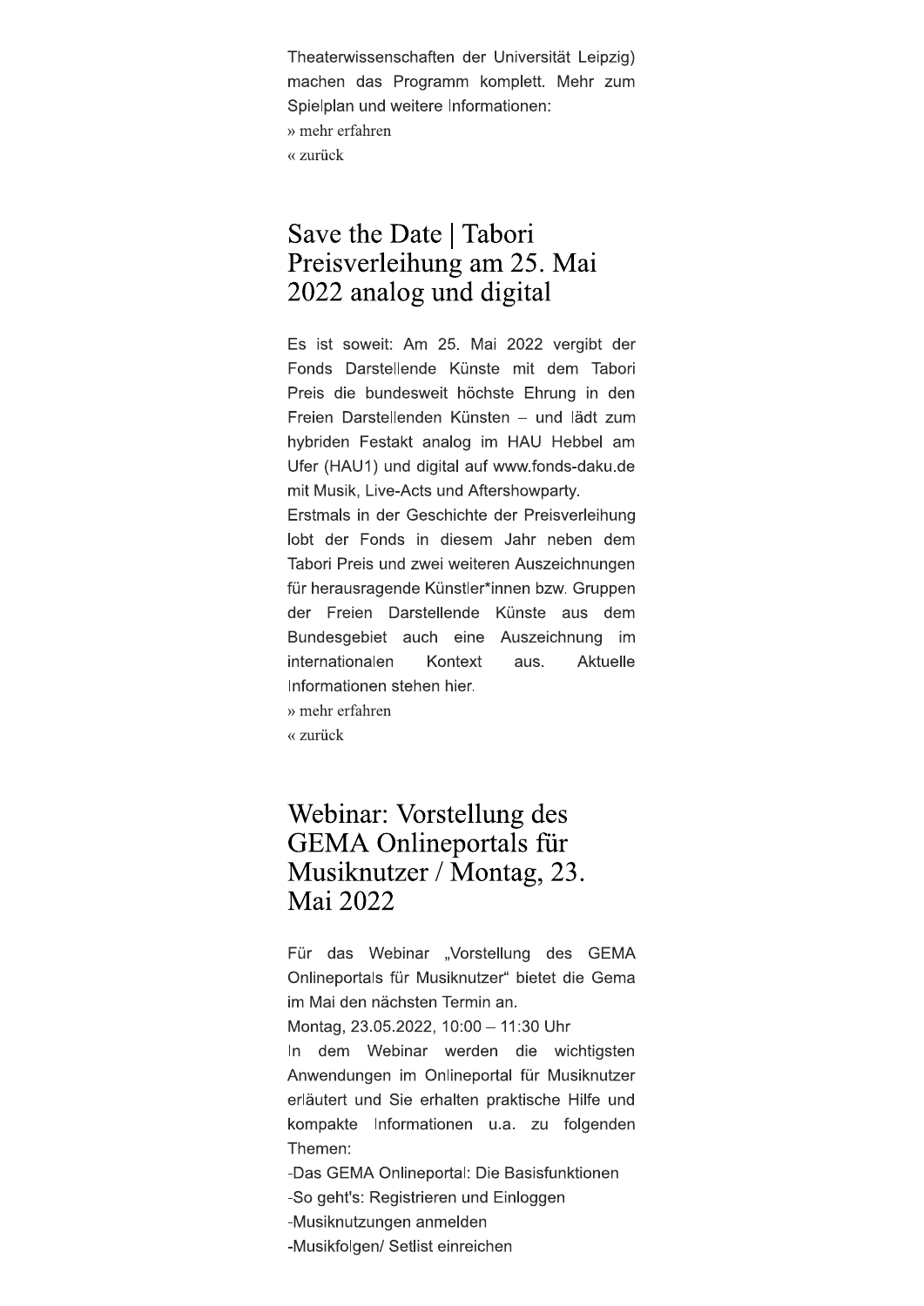Theaterwissenschaften der Universität Leipzig) machen das Programm komplett. Mehr zum Spielplan und weitere Informationen:

» mehr erfahren

« zurück

## Save the Date | Tabori Preisverleihung am 25. Mai 2022 analog und digital

Es ist soweit: Am 25. Mai 2022 vergibt der Fonds Darstellende Künste mit dem Tabori Preis die bundesweit höchste Ehrung in den Freien Darstellenden Künsten – und lädt zum hybriden Festakt analog im HAU Hebbel am Ufer (HAU1) und digital auf www.fonds-daku.de mit Musik, Live-Acts und Aftershowparty.

Erstmals in der Geschichte der Preisverleihung lobt der Fonds in diesem Jahr neben dem Tabori Preis und zwei weiteren Auszeichnungen für herausragende Künstler*innen bzw. Gruppen der Freien Darstellende Künste aus dem Bundesgebiet auch eine Auszeichnung im internationalen Kontext aus. Aktuelle Informationen stehen hier.

» mehr erfahren

« zurück

## Webinar: Vorstellung des GEMA Onlineportals für Musiknutzer / Montag, 23. Mai 2022

Für das Webinar „Vorstellung des GEMA Onlineportals für Musiknutzer" bietet die Gema im Mai den nächsten Termin an.

Montag, 23.05.2022, 10:00 – 11:30 Uhr

In dem Webinar werden die wichtigsten Anwendungen im Onlineportal für Musiknutzer erläutert und Sie erhalten praktische Hilfe und kompakte Informationen u.a. zu folgenden Themen:

-Das GEMA Onlineportal: Die Basisfunktionen

-So geht's: Registrieren und Einloggen

-Musiknutzungen anmelden

-Musikfolgen/ Setlist einreichen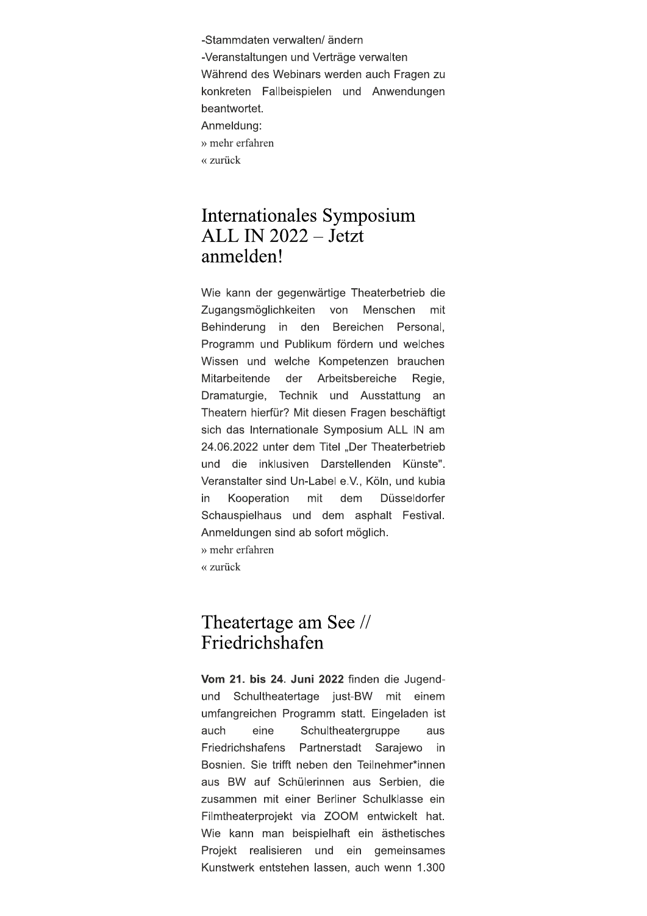-Stammdaten verwalten/ ändern

-Veranstaltungen und Verträge verwalten

Während des Webinars werden auch Fragen zu konkreten Fallbeispielen und Anwendungen beantwortet.

Anmeldung:

» mehr erfahren

« zurück

## Internationales Symposium ALL IN 2022 – Jetzt anmelden!

Wie kann der gegenwärtige Theaterbetrieb die Zugangsmöglichkeiten von Menschen mit Behinderung in den Bereichen Personal, Programm und Publikum fördern und welches Wissen und welche Kompetenzen brauchen Mitarbeitende der Arbeitsbereiche Regie, Dramaturgie, Technik und Ausstattung an Theatern hierfür? Mit diesen Fragen beschäftigt sich das Internationale Symposium ALL IN am 24.06.2022 unter dem Titel „Der Theaterbetrieb und die inklusiven Darstellenden Künste". Veranstalter sind Un-Label e.V., Köln, und kubia in Kooperation mit dem Düsseldorfer Schauspielhaus und dem asphalt Festival. Anmeldungen sind ab sofort möglich.

» mehr erfahren

« zurück

## Theatertage am See // Friedrichshafen

**Vom 21. bis 24. Juni 2022** finden die Jugend- und Schultheatertage just-BW mit einem umfangreichen Programm statt. Eingeladen ist auch eine Schultheatergruppe aus Friedrichshafens Partnerstadt Sarajewo in Bosnien. Sie trifft neben den Teilnehmer*innen aus BW auf Schülerinnen aus Serbien, die zusammen mit einer Berliner Schulklasse ein Filmtheaterprojekt via ZOOM entwickelt hat. Wie kann man beispielhaft ein ästhetisches Projekt realisieren und ein gemeinsames Kunstwerk entstehen lassen, auch wenn 1.300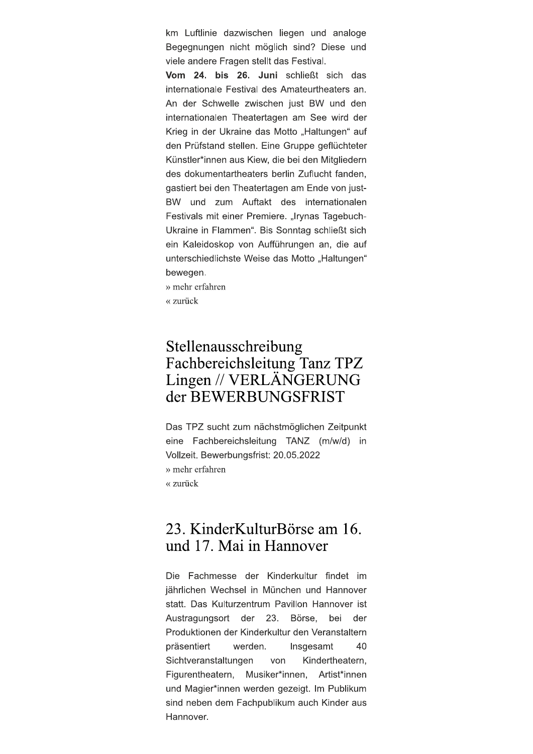km Luftlinie dazwischen liegen und analoge Begegnungen nicht möglich sind? Diese und viele andere Fragen stellt das Festival.

**Vom 24. bis 26. Juni** schließt sich das internationale Festival des Amateurtheaters an. An der Schwelle zwischen just BW und den internationalen Theatertagen am See wird der Krieg in der Ukraine das Motto „Haltungen" auf den Prüfstand stellen. Eine Gruppe geflüchteter Künstler*innen aus Kiew, die bei den Mitgliedern des dokumentartheaters berlin Zuflucht fanden, gastiert bei den Theatertagen am Ende von just-BW und zum Auftakt des internationalen Festivals mit einer Premiere. „Irynas Tagebuch- Ukraine in Flammen". Bis Sonntag schließt sich ein Kaleidoskop von Aufführungen an, die auf unterschiedlichste Weise das Motto „Haltungen" bewegen.

» mehr erfahren

« zurück

## Stellenausschreibung Fachbereichsleitung Tanz TPZ Lingen // VERLÄNGERUNG der BEWERBUNGSFRIST

Das TPZ sucht zum nächstmöglichen Zeitpunkt eine Fachbereichsleitung TANZ (m/w/d) in Vollzeit. Bewerbungsfrist: 20.05.2022

» mehr erfahren

« zurück

## 23. KinderKulturBörse am 16. und 17. Mai in Hannover

Die Fachmesse der Kinderkultur findet im jährlichen Wechsel in München und Hannover statt. Das Kulturzentrum Pavillon Hannover ist Austragungsort der 23. Börse, bei der Produktionen der Kinderkultur den Veranstaltern präsentiert werden. Insgesamt 40 Sichtveranstaltungen von Kindertheatern, Figurentheatern, Musiker*innen, Artist*innen und Magier*innen werden gezeigt. Im Publikum sind neben dem Fachpublikum auch Kinder aus Hannover.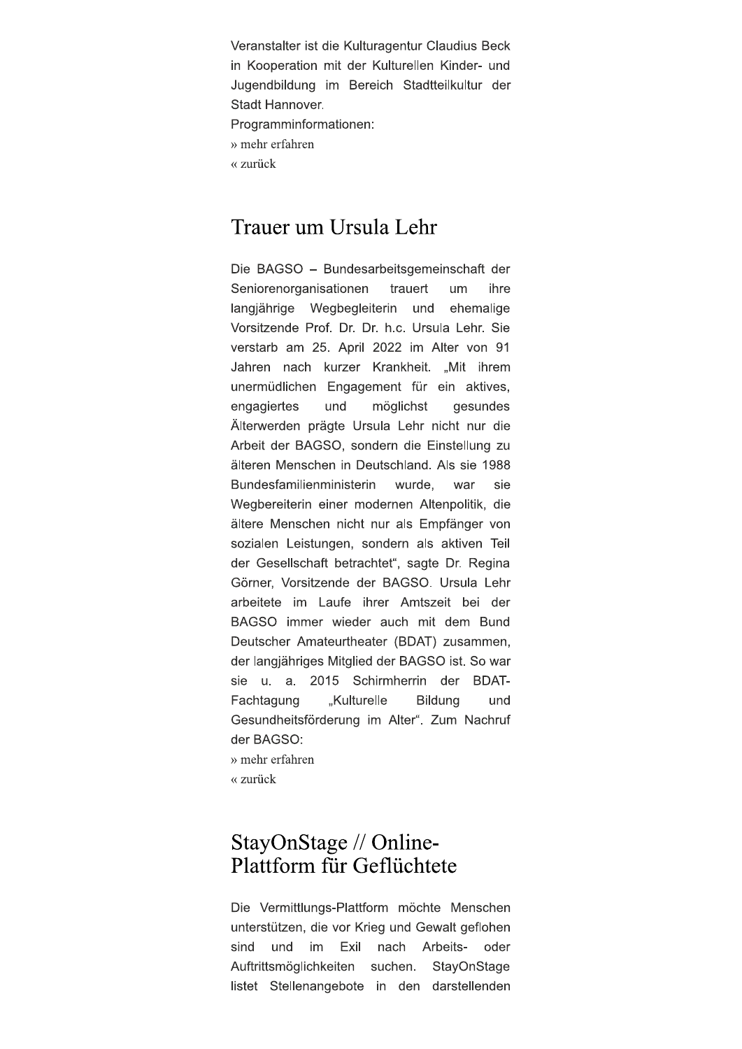Veranstalter ist die Kulturagentur Claudius Beck in Kooperation mit der Kulturellen Kinder- und Jugendbildung im Bereich Stadtteilkultur der Stadt Hannover.

Programminformationen:

» mehr erfahren

« zurück

# Trauer um Ursula Lehr

Die BAGSO – Bundesarbeitsgemeinschaft der Seniorenorganisationen trauert um ihre langjährige Wegbegleiterin und ehemalige Vorsitzende Prof. Dr. Dr. h.c. Ursula Lehr. Sie verstarb am 25. April 2022 im Alter von 91 Jahren nach kurzer Krankheit. „Mit ihrem unermüdlichen Engagement für ein aktives, engagiertes und möglichst gesundes Älterwerden prägte Ursula Lehr nicht nur die Arbeit der BAGSO, sondern die Einstellung zu älteren Menschen in Deutschland. Als sie 1988 Bundesfamilienministerin wurde, war sie Wegbereiterin einer modernen Altenpolitik, die ältere Menschen nicht nur als Empfänger von sozialen Leistungen, sondern als aktiven Teil der Gesellschaft betrachtet", sagte Dr. Regina Görner, Vorsitzende der BAGSO. Ursula Lehr arbeitete im Laufe ihrer Amtszeit bei der BAGSO immer wieder auch mit dem Bund Deutscher Amateurtheater (BDAT) zusammen, der langjähriges Mitglied der BAGSO ist. So war sie u. a. 2015 Schirmherrin der BDAT-Fachtagung „Kulturelle Bildung und Gesundheitsförderung im Alter". Zum Nachruf der BAGSO:

» mehr erfahren

« zurück

# StayOnStage // Online-Plattform für Geflüchtete

Die Vermittlungs-Plattform möchte Menschen unterstützen, die vor Krieg und Gewalt geflohen sind und im Exil nach Arbeits- oder Auftrittsmöglichkeiten suchen. StayOnStage listet Stellenangebote in den darstellenden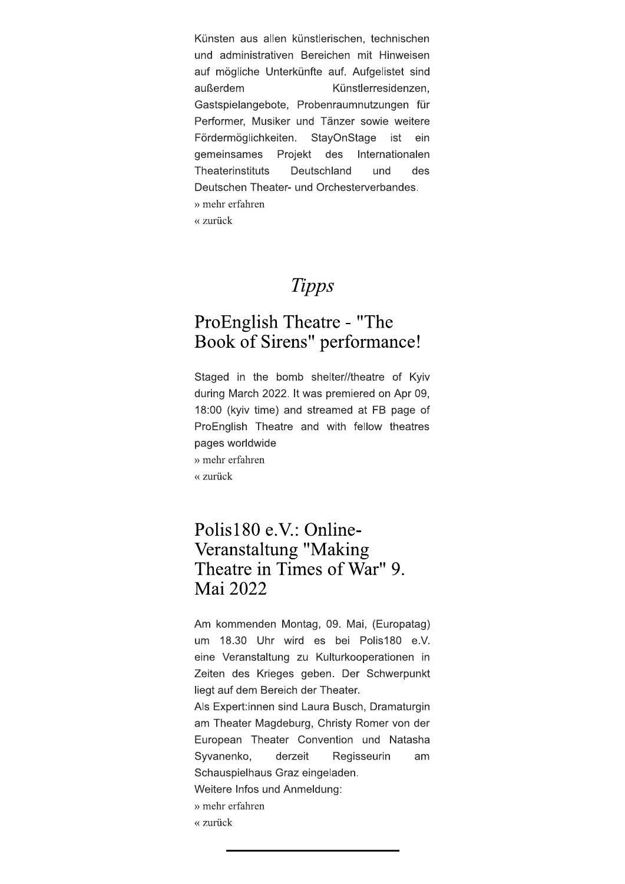Künsten aus allen künstlerischen, technischen und administrativen Bereichen mit Hinweisen auf mögliche Unterkünfte auf. Aufgelistet sind außerdem Künstlerresidenzen, Gastspielangebote, Probenraumnutzungen für Performer, Musiker und Tänzer sowie weitere Fördermöglichkeiten. StayOnStage ist ein gemeinsames Projekt des Internationalen Theaterinstituts Deutschland und des Deutschen Theater- und Orchesterverbandes.

» mehr erfahren

« zurück

# *Tipps*

## ProEnglish Theatre - "The Book of Sirens" performance!

Staged in the bomb shelter//theatre of Kyiv during March 2022. It was premiered on Apr 09, 18:00 (kyiv time) and streamed at FB page of ProEnglish Theatre and with fellow theatres pages worldwide

» mehr erfahren

« zurück

## Polis180 e.V.: Online-Veranstaltung "Making Theatre in Times of War" 9. Mai 2022

Am kommenden Montag, 09. Mai, (Europatag) um 18.30 Uhr wird es bei Polis180 e.V. eine Veranstaltung zu Kulturkooperationen in Zeiten des Krieges geben. Der Schwerpunkt liegt auf dem Bereich der Theater.

Als Expert:innen sind Laura Busch, Dramaturgin am Theater Magdeburg, Christy Romer von der European Theater Convention und Natasha Syvanenko, derzeit Regisseurin am Schauspielhaus Graz eingeladen.

Weitere Infos und Anmeldung:

» mehr erfahren

« zurück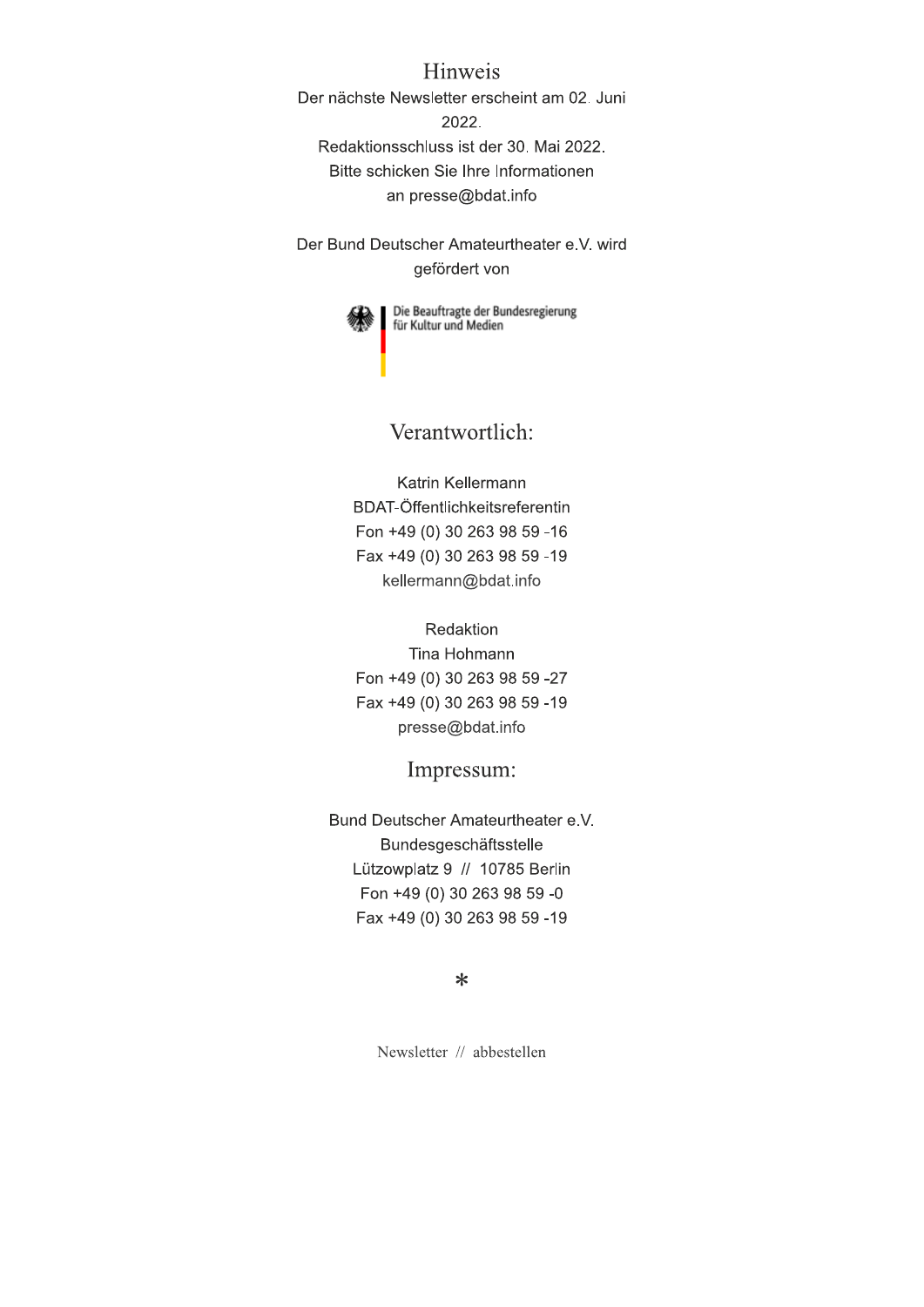## Hinweis

Der nächste Newsletter erscheint am 02. Juni 2022.
Redaktionsschluss ist der 30. Mai 2022.
Bitte schicken Sie Ihre Informationen an presse@bdat.info

Der Bund Deutscher Amateurtheater e.V. wird gefördert von

Die Beauftragte der Bundesregierung für Kultur und Medien

## Verantwortlich:

Katrin Kellermann
BDAT-Öffentlichkeitsreferentin
Fon +49 (0) 30 263 98 59 -16
Fax +49 (0) 30 263 98 59 -19
kellermann@bdat.info

Redaktion
Tina Hohmann
Fon +49 (0) 30 263 98 59 -27
Fax +49 (0) 30 263 98 59 -19
presse@bdat.info

## Impressum:

Bund Deutscher Amateurtheater e.V.
Bundesgeschäftsstelle
Lützowplatz 9 // 10785 Berlin
Fon +49 (0) 30 263 98 59 -0
Fax +49 (0) 30 263 98 59 -19

*

Newsletter // abbestellen